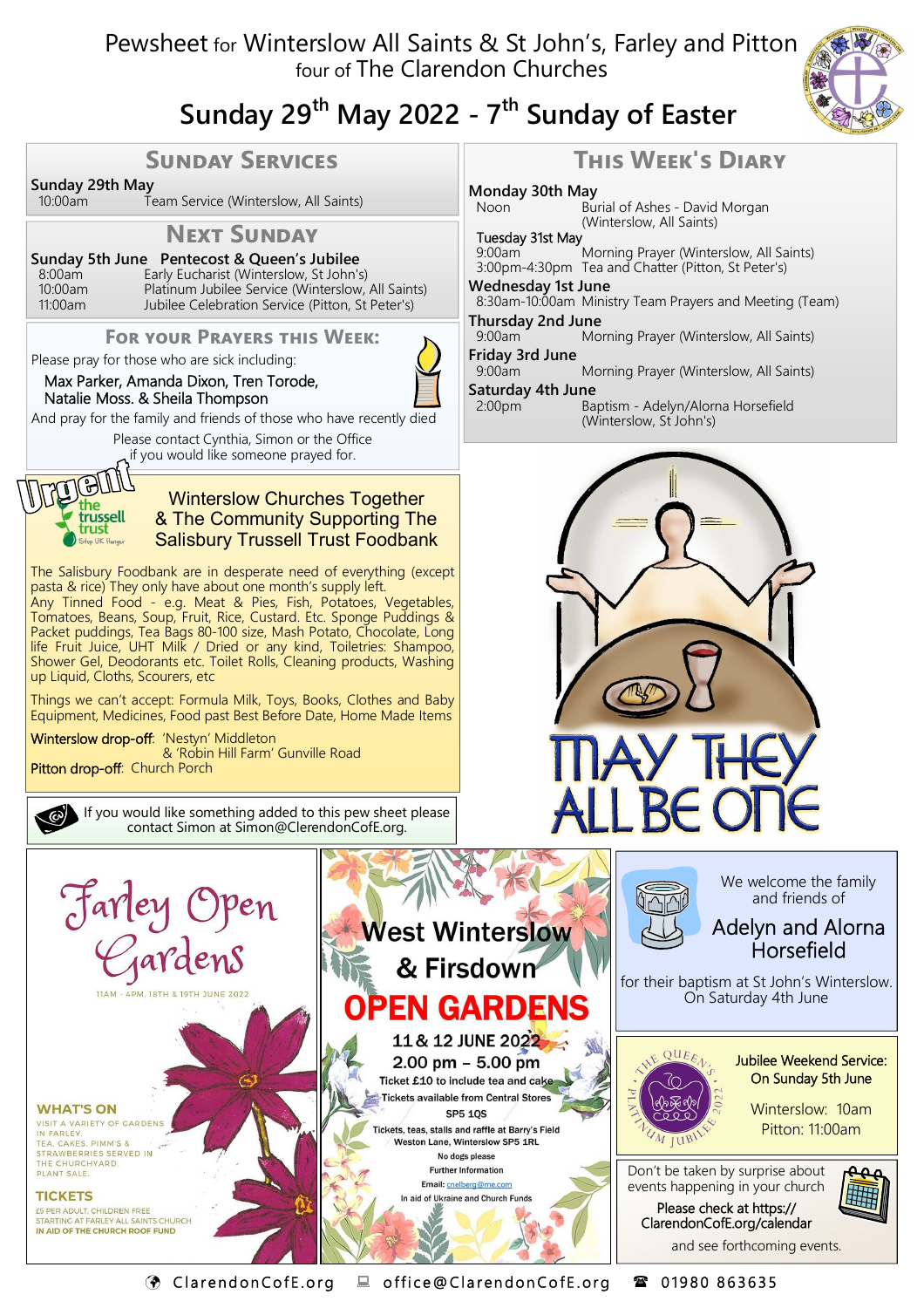# Pewsheet for Winterslow All Saints & St John's, Farley and Pitton

four of The Clarendon Churches

## Sunday 29th May 2022 - 7th Sunday of Easter

### Sunday Services

**Sunday 29th May**

10:00am — Team Service (Winterslow, All Saints)

### Next Sunday

**Sunday 5th June — Pentecost & Queen's Jubilee**

8:00am — Early Eucharist (Winterslow, St John's)
10:00am — Platinum Jubilee Service (Winterslow, All Saints)
11:00am — Jubilee Celebration Service (Pitton, St Peter's)

### For your Prayers this Week:

Please pray for those who are sick including:

Max Parker, Amanda Dixon, Tren Torode, Natalie Moss. & Sheila Thompson

And pray for the family and friends of those who have recently died

Please contact Cynthia, Simon or the Office if you would like someone prayed for.

### This Week's Diary

**Monday 30th May**
Noon — Burial of Ashes - David Morgan (Winterslow, All Saints)

**Tuesday 31st May**
9:00am — Morning Prayer (Winterslow, All Saints)
3:00pm-4:30pm — Tea and Chatter (Pitton, St Peter's)

**Wednesday 1st June**
8:30am-10:00am — Ministry Team Prayers and Meeting (Team)

**Thursday 2nd June**
9:00am — Morning Prayer (Winterslow, All Saints)

**Friday 3rd June**
9:00am — Morning Prayer (Winterslow, All Saints)

**Saturday 4th June**
2:00pm — Baptism - Adelyn/Alorna Horsefield (Winterslow, St John's)

### Urgent

**Winterslow Churches Together & The Community Supporting The Salisbury Trussell Trust Foodbank**

The Salisbury Foodbank are in desperate need of everything (except pasta & rice) They only have about one month's supply left.

Any Tinned Food - e.g. Meat & Pies, Fish, Potatoes, Vegetables, Tomatoes, Beans, Soup, Fruit, Rice, Custard. Etc. Sponge Puddings & Packet puddings, Tea Bags 80-100 size, Mash Potato, Chocolate, Long life Fruit Juice, UHT Milk / Dried or any kind, Toiletries: Shampoo, Shower Gel, Deodorants etc. Toilet Rolls, Cleaning products, Washing up Liquid, Cloths, Scourers, etc

Things we can't accept: Formula Milk, Toys, Books, Clothes and Baby Equipment, Medicines, Food past Best Before Date, Home Made Items

**Winterslow drop-off**: 'Nestyn' Middleton & 'Robin Hill Farm' Gunville Road

**Pitton drop-off**: Church Porch

If you would like something added to this pew sheet please contact Simon at Simon@ClarendonCofE.org.

MAY THEY ALL BE ONE

### Farley Open Gardens

11AM - 4PM, 18TH & 19TH JUNE 2022

**WHAT'S ON**

VISIT A VARIETY OF GARDENS IN FARLEY.
TEA, CAKES, PIMM'S & STRAWBERRIES SERVED IN THE CHURCHYARD.
PLANT SALE.

**TICKETS**

£5 PER ADULT, CHILDREN FREE
STARTING AT FARLEY ALL SAINTS CHURCH
IN AID OF THE CHURCH ROOF FUND

### West Winterslow & Firsdown OPEN GARDENS

11 & 12 JUNE 2022
2.00 pm – 5.00 pm

Ticket £10 to include tea and cake
Tickets available from Central Stores SP5 1QS
Tickets, teas, stalls and raffle at Barry's Field Weston Lane, Winterslow SP5 1RL
No dogs please
Further Information
Email: cnelberg@me.com
In aid of Ukraine and Church Funds

We welcome the family and friends of

**Adelyn and Alorna Horsefield**

for their baptism at St John's Winterslow. On Saturday 4th June

**Jubilee Weekend Service: On Sunday 5th June**

Winterslow: 10am
Pitton: 11:00am

Don't be taken by surprise about events happening in your church

Please check at https://ClarendonCofE.org/calendar and see forthcoming events.

ClarendonCofE.org — office@ClarendonCofE.org — 01980 863635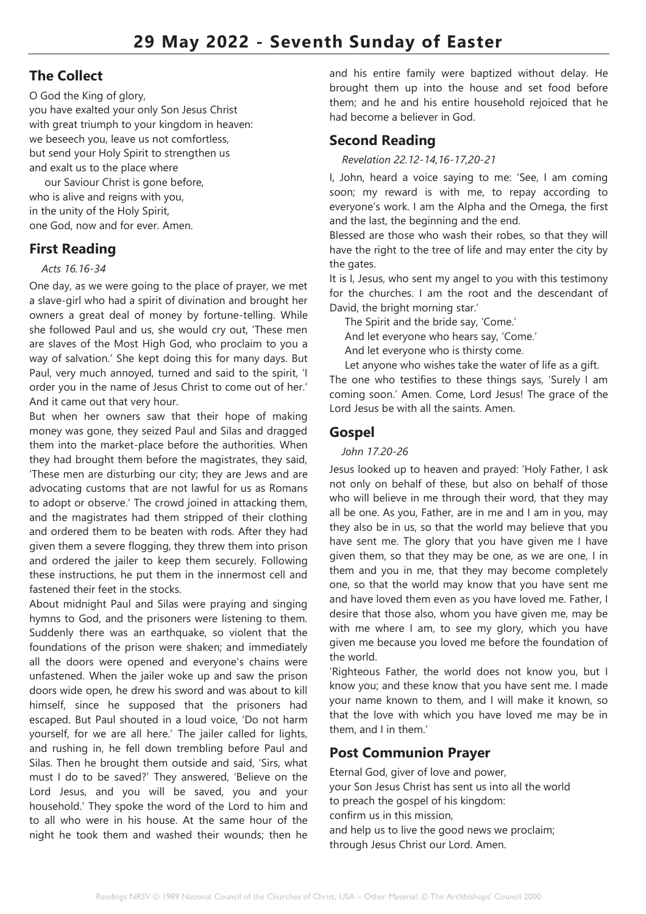# 29 May 2022 - Seventh Sunday of Easter

## The Collect

O God the King of glory,
you have exalted your only Son Jesus Christ
with great triumph to your kingdom in heaven:
we beseech you, leave us not comfortless,
but send your Holy Spirit to strengthen us
and exalt us to the place where
our Saviour Christ is gone before,
who is alive and reigns with you,
in the unity of the Holy Spirit,
one God, now and for ever. Amen.

## First Reading

*Acts 16.16-34*

One day, as we were going to the place of prayer, we met a slave-girl who had a spirit of divination and brought her owners a great deal of money by fortune-telling. While she followed Paul and us, she would cry out, 'These men are slaves of the Most High God, who proclaim to you a way of salvation.' She kept doing this for many days. But Paul, very much annoyed, turned and said to the spirit, 'I order you in the name of Jesus Christ to come out of her.' And it came out that very hour.

But when her owners saw that their hope of making money was gone, they seized Paul and Silas and dragged them into the market-place before the authorities. When they had brought them before the magistrates, they said, 'These men are disturbing our city; they are Jews and are advocating customs that are not lawful for us as Romans to adopt or observe.' The crowd joined in attacking them, and the magistrates had them stripped of their clothing and ordered them to be beaten with rods. After they had given them a severe flogging, they threw them into prison and ordered the jailer to keep them securely. Following these instructions, he put them in the innermost cell and fastened their feet in the stocks.

About midnight Paul and Silas were praying and singing hymns to God, and the prisoners were listening to them. Suddenly there was an earthquake, so violent that the foundations of the prison were shaken; and immediately all the doors were opened and everyone's chains were unfastened. When the jailer woke up and saw the prison doors wide open, he drew his sword and was about to kill himself, since he supposed that the prisoners had escaped. But Paul shouted in a loud voice, 'Do not harm yourself, for we are all here.' The jailer called for lights, and rushing in, he fell down trembling before Paul and Silas. Then he brought them outside and said, 'Sirs, what must I do to be saved?' They answered, 'Believe on the Lord Jesus, and you will be saved, you and your household.' They spoke the word of the Lord to him and to all who were in his house. At the same hour of the night he took them and washed their wounds; then he and his entire family were baptized without delay. He brought them up into the house and set food before them; and he and his entire household rejoiced that he had become a believer in God.

## Second Reading

*Revelation 22.12-14,16-17,20-21*

I, John, heard a voice saying to me: 'See, I am coming soon; my reward is with me, to repay according to everyone's work. I am the Alpha and the Omega, the first and the last, the beginning and the end.

Blessed are those who wash their robes, so that they will have the right to the tree of life and may enter the city by the gates.

It is I, Jesus, who sent my angel to you with this testimony for the churches. I am the root and the descendant of David, the bright morning star.'

The Spirit and the bride say, 'Come.'
And let everyone who hears say, 'Come.'
And let everyone who is thirsty come.
Let anyone who wishes take the water of life as a gift.

The one who testifies to these things says, 'Surely I am coming soon.' Amen. Come, Lord Jesus! The grace of the Lord Jesus be with all the saints. Amen.

## Gospel

*John 17.20-26*

Jesus looked up to heaven and prayed: 'Holy Father, I ask not only on behalf of these, but also on behalf of those who will believe in me through their word, that they may all be one. As you, Father, are in me and I am in you, may they also be in us, so that the world may believe that you have sent me. The glory that you have given me I have given them, so that they may be one, as we are one, I in them and you in me, that they may become completely one, so that the world may know that you have sent me and have loved them even as you have loved me. Father, I desire that those also, whom you have given me, may be with me where I am, to see my glory, which you have given me because you loved me before the foundation of the world.

'Righteous Father, the world does not know you, but I know you; and these know that you have sent me. I made your name known to them, and I will make it known, so that the love with which you have loved me may be in them, and I in them.'

## Post Communion Prayer

Eternal God, giver of love and power,
your Son Jesus Christ has sent us into all the world
to preach the gospel of his kingdom:
confirm us in this mission,
and help us to live the good news we proclaim;
through Jesus Christ our Lord. Amen.

Readings NRSV © 1989 National Council of the Churches of Christ, USA – Other Material: © The Archbishops' Council 2000